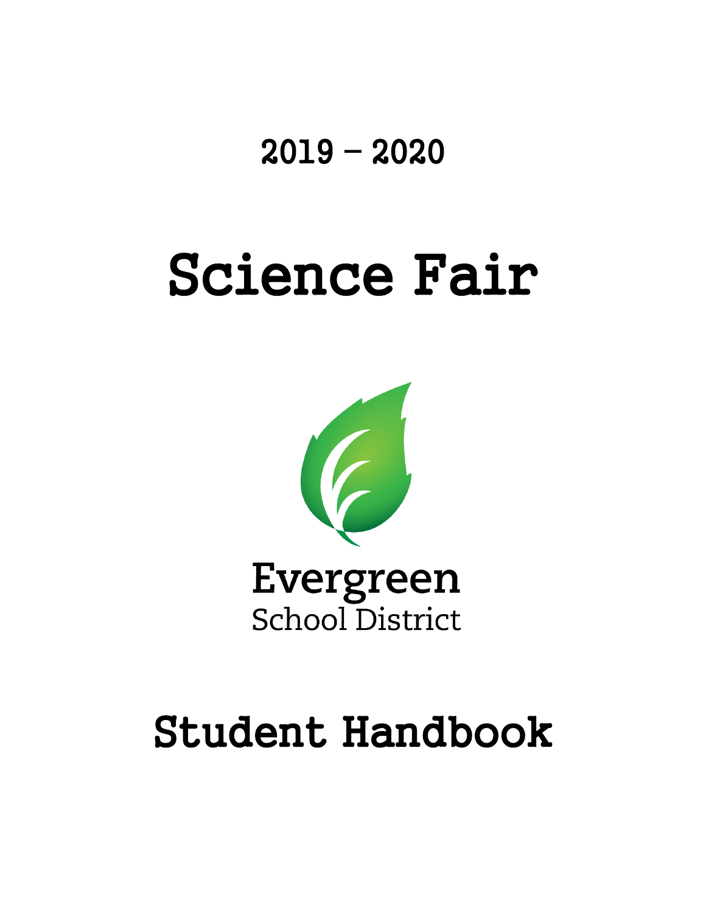# 2019 – 2020

# Science Fair

Evergreen
School District

# Student Handbook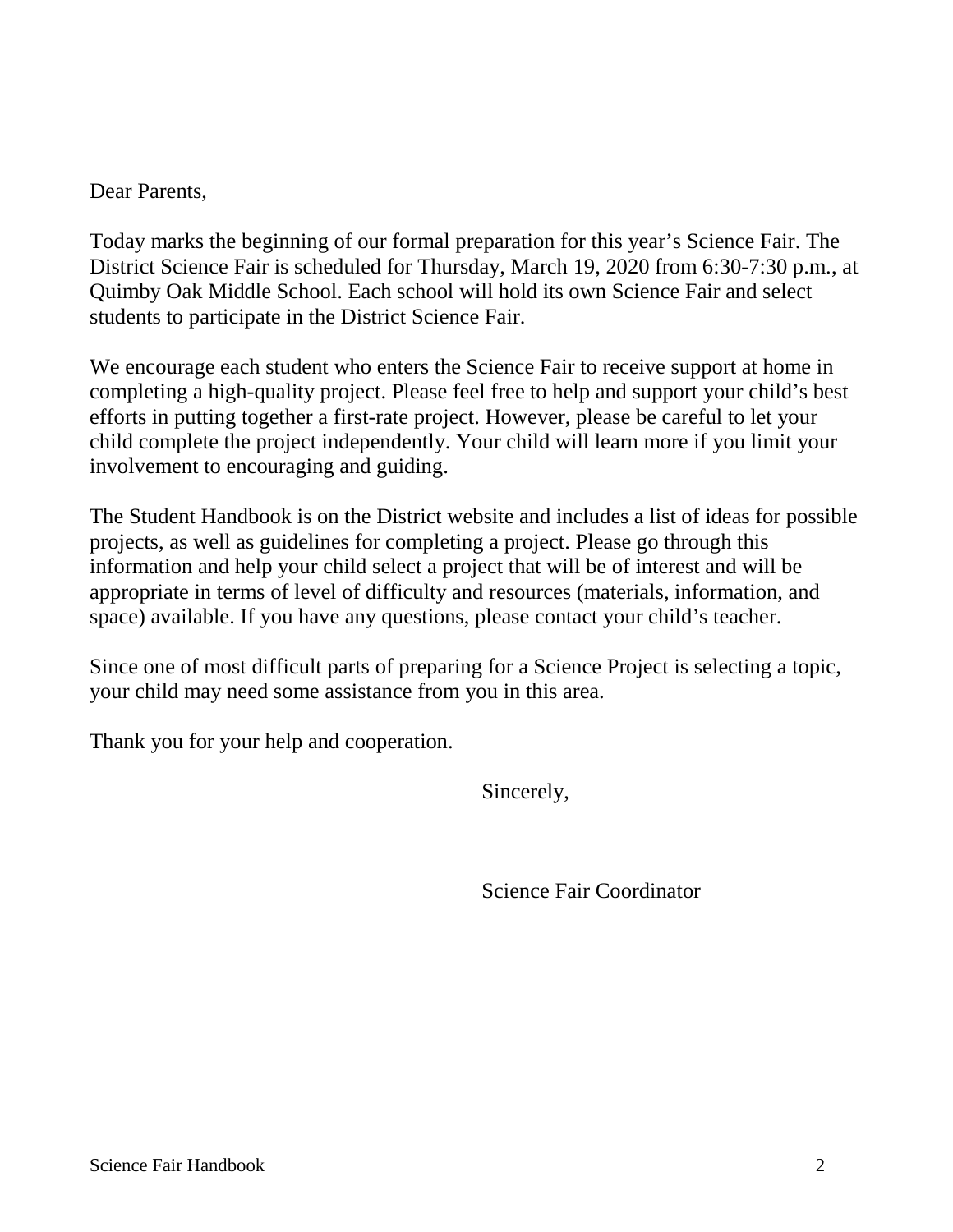Dear Parents,

Today marks the beginning of our formal preparation for this year's Science Fair. The District Science Fair is scheduled for Thursday, March 19, 2020 from 6:30-7:30 p.m., at Quimby Oak Middle School. Each school will hold its own Science Fair and select students to participate in the District Science Fair.

We encourage each student who enters the Science Fair to receive support at home in completing a high-quality project. Please feel free to help and support your child's best efforts in putting together a first-rate project. However, please be careful to let your child complete the project independently. Your child will learn more if you limit your involvement to encouraging and guiding.

The Student Handbook is on the District website and includes a list of ideas for possible projects, as well as guidelines for completing a project. Please go through this information and help your child select a project that will be of interest and will be appropriate in terms of level of difficulty and resources (materials, information, and space) available. If you have any questions, please contact your child's teacher.

Since one of most difficult parts of preparing for a Science Project is selecting a topic, your child may need some assistance from you in this area.

Thank you for your help and cooperation.

Sincerely,

Science Fair Coordinator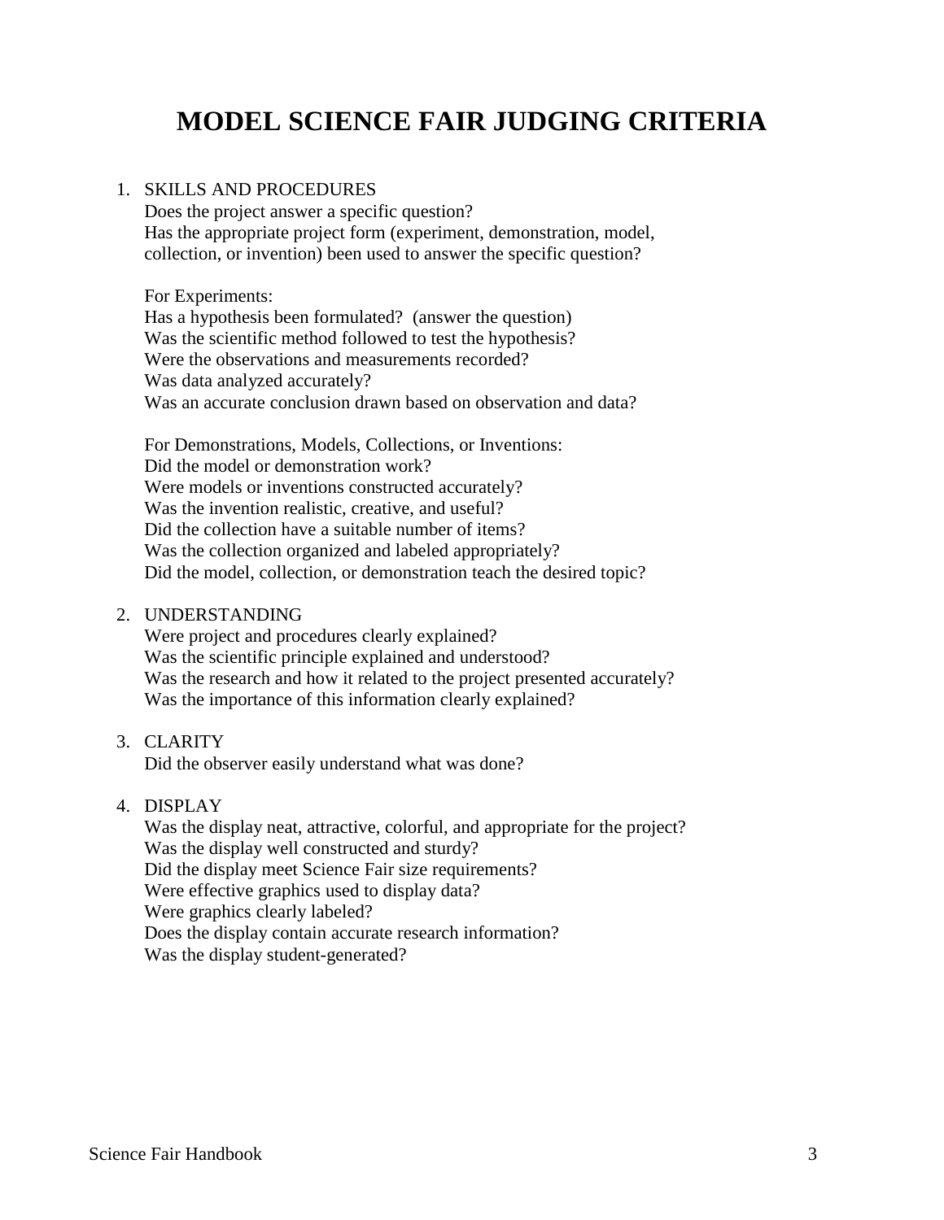# MODEL SCIENCE FAIR JUDGING CRITERIA

1. SKILLS AND PROCEDURES

   Does the project answer a specific question?
   Has the appropriate project form (experiment, demonstration, model, collection, or invention) been used to answer the specific question?

   For Experiments:
   Has a hypothesis been formulated? (answer the question)
   Was the scientific method followed to test the hypothesis?
   Were the observations and measurements recorded?
   Was data analyzed accurately?
   Was an accurate conclusion drawn based on observation and data?

   For Demonstrations, Models, Collections, or Inventions:
   Did the model or demonstration work?
   Were models or inventions constructed accurately?
   Was the invention realistic, creative, and useful?
   Did the collection have a suitable number of items?
   Was the collection organized and labeled appropriately?
   Did the model, collection, or demonstration teach the desired topic?

2. UNDERSTANDING

   Were project and procedures clearly explained?
   Was the scientific principle explained and understood?
   Was the research and how it related to the project presented accurately?
   Was the importance of this information clearly explained?

3. CLARITY

   Did the observer easily understand what was done?

4. DISPLAY

   Was the display neat, attractive, colorful, and appropriate for the project?
   Was the display well constructed and sturdy?
   Did the display meet Science Fair size requirements?
   Were effective graphics used to display data?
   Were graphics clearly labeled?
   Does the display contain accurate research information?
   Was the display student-generated?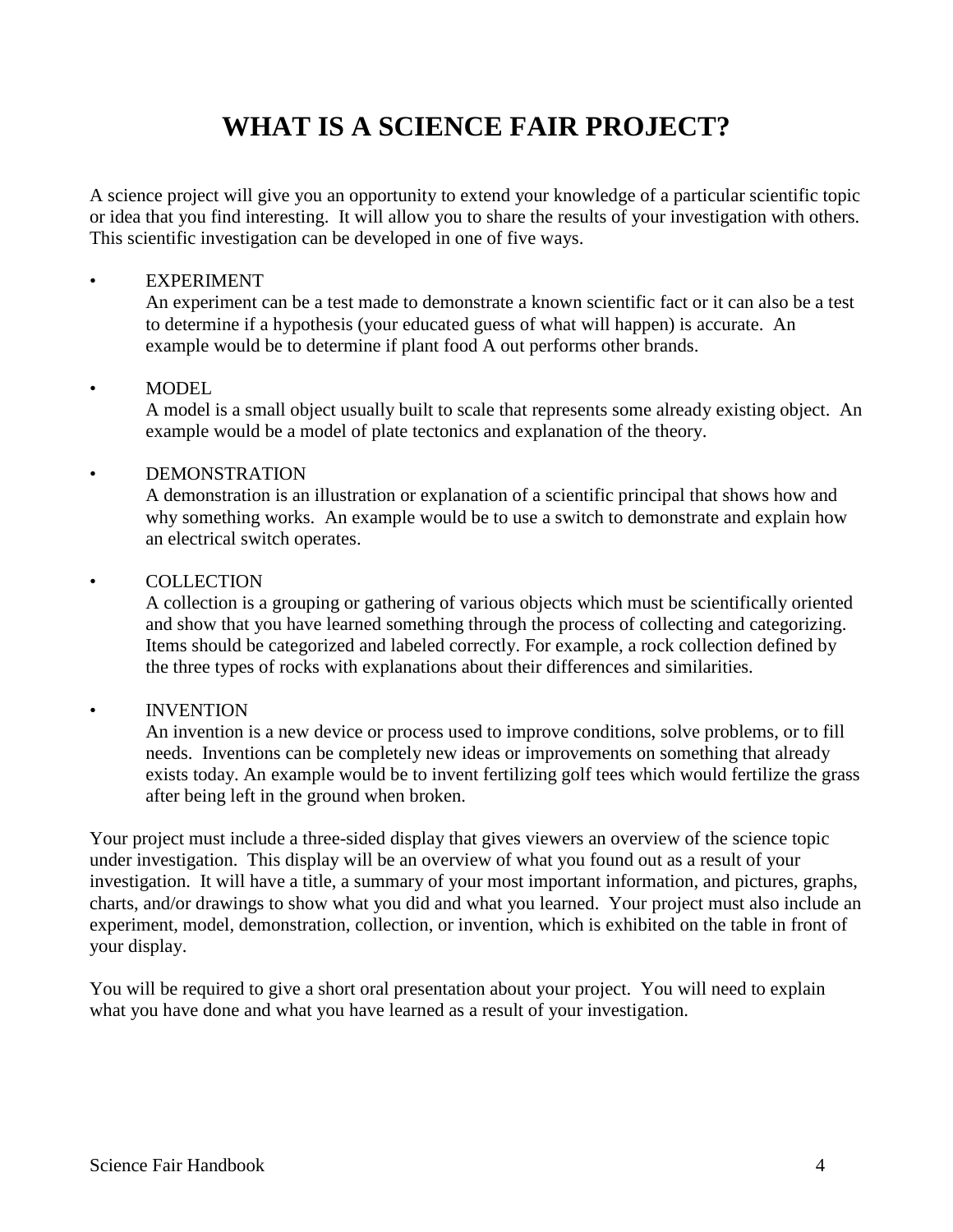# WHAT IS A SCIENCE FAIR PROJECT?

A science project will give you an opportunity to extend your knowledge of a particular scientific topic or idea that you find interesting. It will allow you to share the results of your investigation with others. This scientific investigation can be developed in one of five ways.

- EXPERIMENT
  An experiment can be a test made to demonstrate a known scientific fact or it can also be a test to determine if a hypothesis (your educated guess of what will happen) is accurate. An example would be to determine if plant food A out performs other brands.

- MODEL
  A model is a small object usually built to scale that represents some already existing object. An example would be a model of plate tectonics and explanation of the theory.

- DEMONSTRATION
  A demonstration is an illustration or explanation of a scientific principal that shows how and why something works. An example would be to use a switch to demonstrate and explain how an electrical switch operates.

- COLLECTION
  A collection is a grouping or gathering of various objects which must be scientifically oriented and show that you have learned something through the process of collecting and categorizing. Items should be categorized and labeled correctly. For example, a rock collection defined by the three types of rocks with explanations about their differences and similarities.

- INVENTION
  An invention is a new device or process used to improve conditions, solve problems, or to fill needs. Inventions can be completely new ideas or improvements on something that already exists today. An example would be to invent fertilizing golf tees which would fertilize the grass after being left in the ground when broken.

Your project must include a three-sided display that gives viewers an overview of the science topic under investigation. This display will be an overview of what you found out as a result of your investigation. It will have a title, a summary of your most important information, and pictures, graphs, charts, and/or drawings to show what you did and what you learned. Your project must also include an experiment, model, demonstration, collection, or invention, which is exhibited on the table in front of your display.

You will be required to give a short oral presentation about your project. You will need to explain what you have done and what you have learned as a result of your investigation.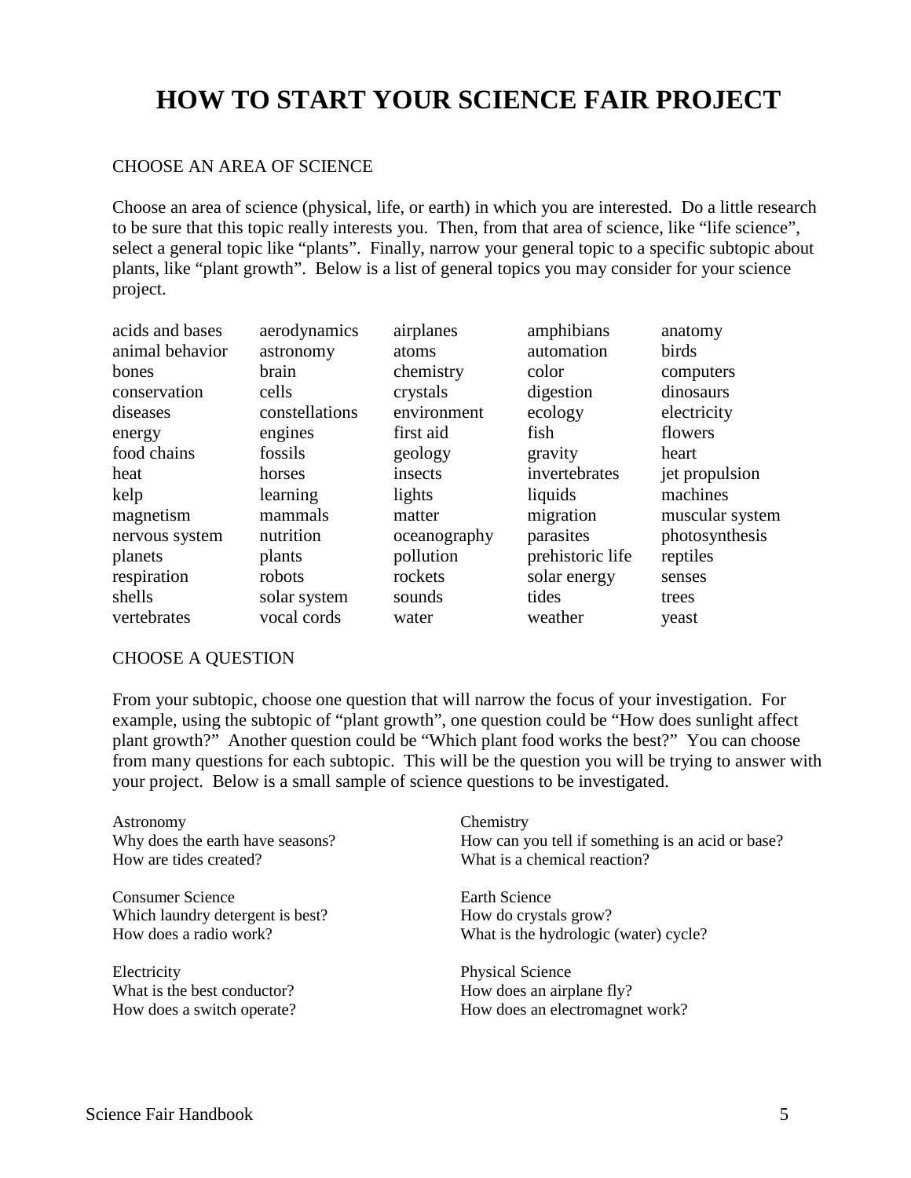# HOW TO START YOUR SCIENCE FAIR PROJECT

## CHOOSE AN AREA OF SCIENCE

Choose an area of science (physical, life, or earth) in which you are interested. Do a little research to be sure that this topic really interests you. Then, from that area of science, like "life science", select a general topic like "plants". Finally, narrow your general topic to a specific subtopic about plants, like "plant growth". Below is a list of general topics you may consider for your science project.

| | | | | |
|---|---|---|---|---|
| acids and bases | aerodynamics | airplanes | amphibians | anatomy |
| animal behavior | astronomy | atoms | automation | birds |
| bones | brain | chemistry | color | computers |
| conservation | cells | crystals | digestion | dinosaurs |
| diseases | constellations | environment | ecology | electricity |
| energy | engines | first aid | fish | flowers |
| food chains | fossils | geology | gravity | heart |
| heat | horses | insects | invertebrates | jet propulsion |
| kelp | learning | lights | liquids | machines |
| magnetism | mammals | matter | migration | muscular system |
| nervous system | nutrition | oceanography | parasites | photosynthesis |
| planets | plants | pollution | prehistoric life | reptiles |
| respiration | robots | rockets | solar energy | senses |
| shells | solar system | sounds | tides | trees |
| vertebrates | vocal cords | water | weather | yeast |

## CHOOSE A QUESTION

From your subtopic, choose one question that will narrow the focus of your investigation. For example, using the subtopic of "plant growth", one question could be "How does sunlight affect plant growth?" Another question could be "Which plant food works the best?" You can choose from many questions for each subtopic. This will be the question you will be trying to answer with your project. Below is a small sample of science questions to be investigated.

Astronomy
Why does the earth have seasons?
How are tides created?

Consumer Science
Which laundry detergent is best?
How does a radio work?

Electricity
What is the best conductor?
How does a switch operate?

Chemistry
How can you tell if something is an acid or base?
What is a chemical reaction?

Earth Science
How do crystals grow?
What is the hydrologic (water) cycle?

Physical Science
How does an airplane fly?
How does an electromagnet work?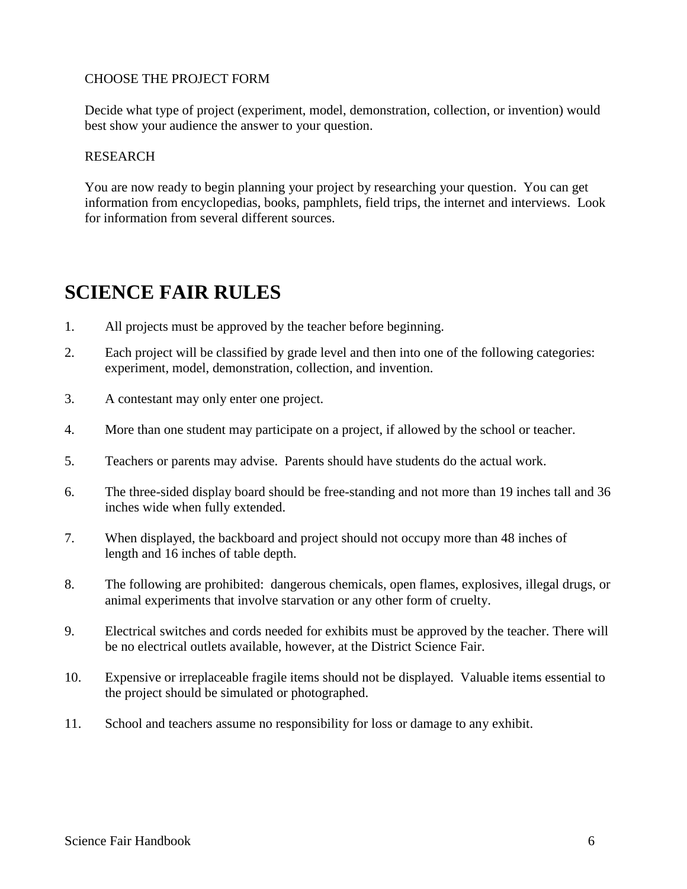CHOOSE THE PROJECT FORM

Decide what type of project (experiment, model, demonstration, collection, or invention) would best show your audience the answer to your question.

RESEARCH

You are now ready to begin planning your project by researching your question. You can get information from encyclopedias, books, pamphlets, field trips, the internet and interviews. Look for information from several different sources.

# SCIENCE FAIR RULES

1. All projects must be approved by the teacher before beginning.
2. Each project will be classified by grade level and then into one of the following categories: experiment, model, demonstration, collection, and invention.
3. A contestant may only enter one project.
4. More than one student may participate on a project, if allowed by the school or teacher.
5. Teachers or parents may advise. Parents should have students do the actual work.
6. The three-sided display board should be free-standing and not more than 19 inches tall and 36 inches wide when fully extended.
7. When displayed, the backboard and project should not occupy more than 48 inches of length and 16 inches of table depth.
8. The following are prohibited: dangerous chemicals, open flames, explosives, illegal drugs, or animal experiments that involve starvation or any other form of cruelty.
9. Electrical switches and cords needed for exhibits must be approved by the teacher. There will be no electrical outlets available, however, at the District Science Fair.
10. Expensive or irreplaceable fragile items should not be displayed. Valuable items essential to the project should be simulated or photographed.
11. School and teachers assume no responsibility for loss or damage to any exhibit.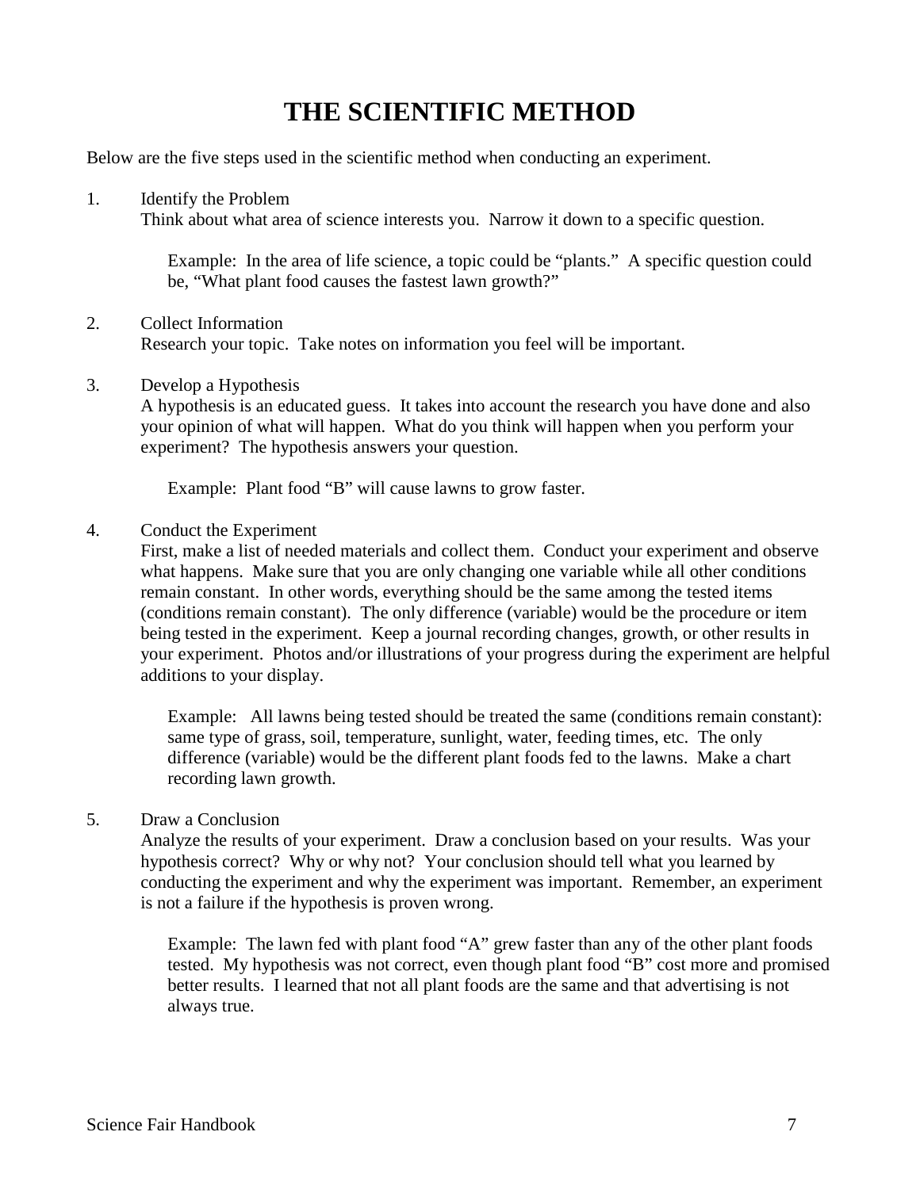# THE SCIENTIFIC METHOD

Below are the five steps used in the scientific method when conducting an experiment.

1. Identify the Problem
   Think about what area of science interests you. Narrow it down to a specific question.

   > Example: In the area of life science, a topic could be "plants." A specific question could be, "What plant food causes the fastest lawn growth?"

2. Collect Information
   Research your topic. Take notes on information you feel will be important.

3. Develop a Hypothesis
   A hypothesis is an educated guess. It takes into account the research you have done and also your opinion of what will happen. What do you think will happen when you perform your experiment? The hypothesis answers your question.

   > Example: Plant food "B" will cause lawns to grow faster.

4. Conduct the Experiment
   First, make a list of needed materials and collect them. Conduct your experiment and observe what happens. Make sure that you are only changing one variable while all other conditions remain constant. In other words, everything should be the same among the tested items (conditions remain constant). The only difference (variable) would be the procedure or item being tested in the experiment. Keep a journal recording changes, growth, or other results in your experiment. Photos and/or illustrations of your progress during the experiment are helpful additions to your display.

   > Example: All lawns being tested should be treated the same (conditions remain constant): same type of grass, soil, temperature, sunlight, water, feeding times, etc. The only difference (variable) would be the different plant foods fed to the lawns. Make a chart recording lawn growth.

5. Draw a Conclusion
   Analyze the results of your experiment. Draw a conclusion based on your results. Was your hypothesis correct? Why or why not? Your conclusion should tell what you learned by conducting the experiment and why the experiment was important. Remember, an experiment is not a failure if the hypothesis is proven wrong.

   > Example: The lawn fed with plant food "A" grew faster than any of the other plant foods tested. My hypothesis was not correct, even though plant food "B" cost more and promised better results. I learned that not all plant foods are the same and that advertising is not always true.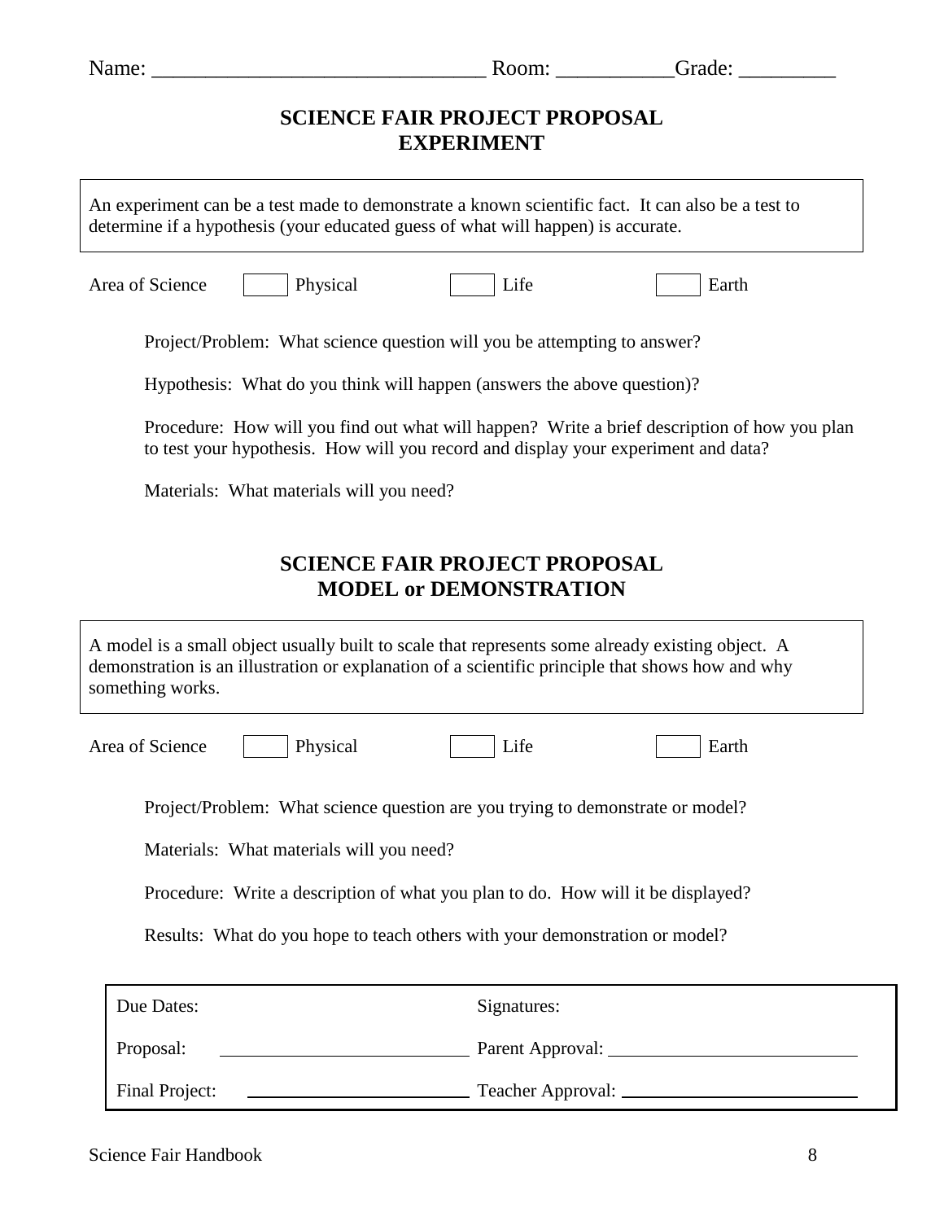Name: ______________________________ Room: __________Grade: _________

## SCIENCE FAIR PROJECT PROPOSAL
## EXPERIMENT

An experiment can be a test made to demonstrate a known scientific fact. It can also be a test to determine if a hypothesis (your educated guess of what will happen) is accurate.

Area of Science ☐ Physical ☐ Life ☐ Earth

Project/Problem: What science question will you be attempting to answer?

Hypothesis: What do you think will happen (answers the above question)?

Procedure: How will you find out what will happen? Write a brief description of how you plan to test your hypothesis. How will you record and display your experiment and data?

Materials: What materials will you need?

## SCIENCE FAIR PROJECT PROPOSAL
## MODEL or DEMONSTRATION

A model is a small object usually built to scale that represents some already existing object. A demonstration is an illustration or explanation of a scientific principle that shows how and why something works.

Area of Science ☐ Physical ☐ Life ☐ Earth

Project/Problem: What science question are you trying to demonstrate or model?

Materials: What materials will you need?

Procedure: Write a description of what you plan to do. How will it be displayed?

Results: What do you hope to teach others with your demonstration or model?

| Due Dates: | Signatures: |
|---|---|
| Proposal: ______________________ | Parent Approval: ______________________ |
| Final Project: ______________________ | Teacher Approval: ______________________ |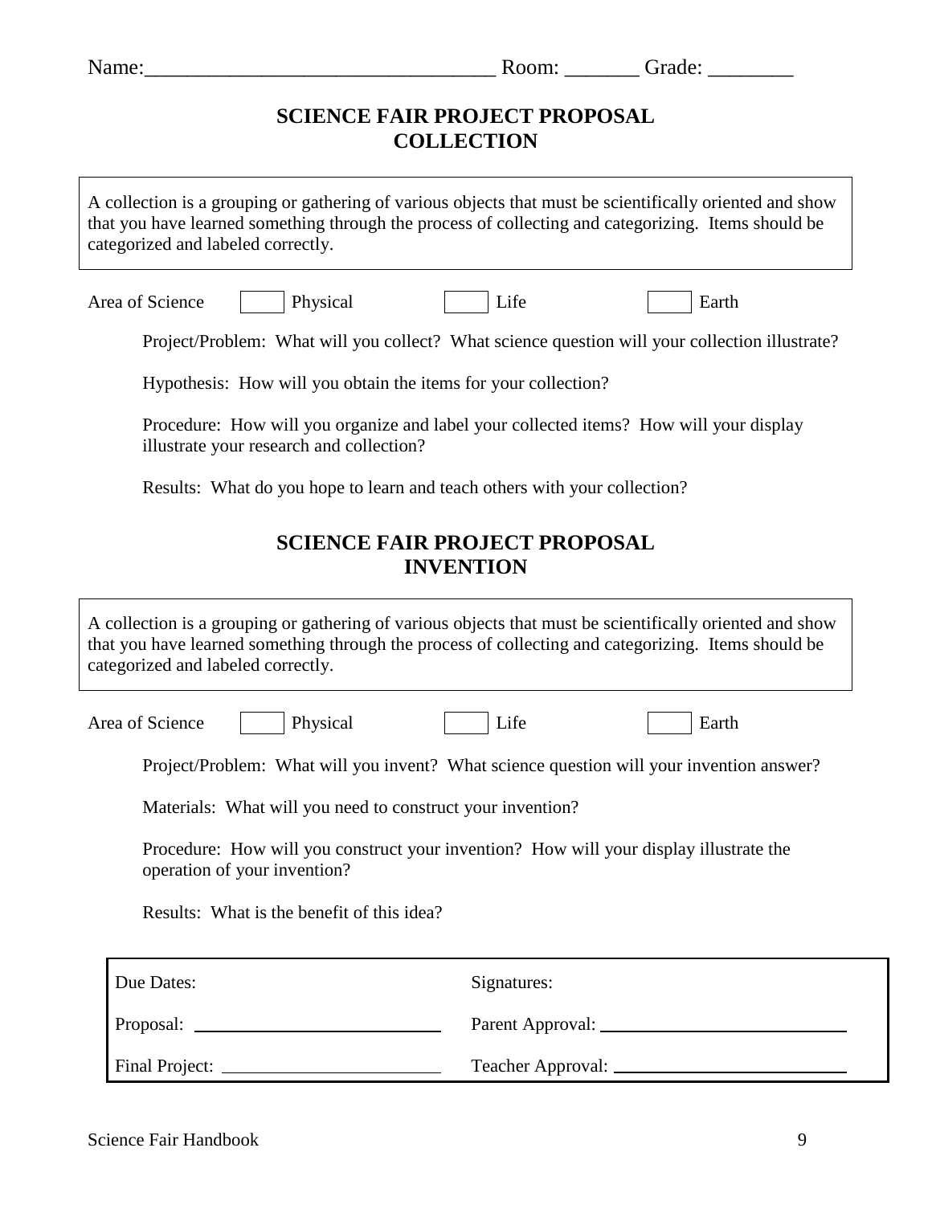Name:________________________________ Room: _______ Grade: ________

## SCIENCE FAIR PROJECT PROPOSAL
## COLLECTION

A collection is a grouping or gathering of various objects that must be scientifically oriented and show that you have learned something through the process of collecting and categorizing. Items should be categorized and labeled correctly.

Area of Science ☐ Physical ☐ Life ☐ Earth

Project/Problem: What will you collect? What science question will your collection illustrate?

Hypothesis: How will you obtain the items for your collection?

Procedure: How will you organize and label your collected items? How will your display illustrate your research and collection?

Results: What do you hope to learn and teach others with your collection?

## SCIENCE FAIR PROJECT PROPOSAL
## INVENTION

A collection is a grouping or gathering of various objects that must be scientifically oriented and show that you have learned something through the process of collecting and categorizing. Items should be categorized and labeled correctly.

Area of Science ☐ Physical ☐ Life ☐ Earth

Project/Problem: What will you invent? What science question will your invention answer?

Materials: What will you need to construct your invention?

Procedure: How will you construct your invention? How will your display illustrate the operation of your invention?

Results: What is the benefit of this idea?

| Due Dates: | Signatures: |
|---|---|
| Proposal: ________________________ | Parent Approval: ________________________ |
| Final Project: ____________________ | Teacher Approval: _______________________ |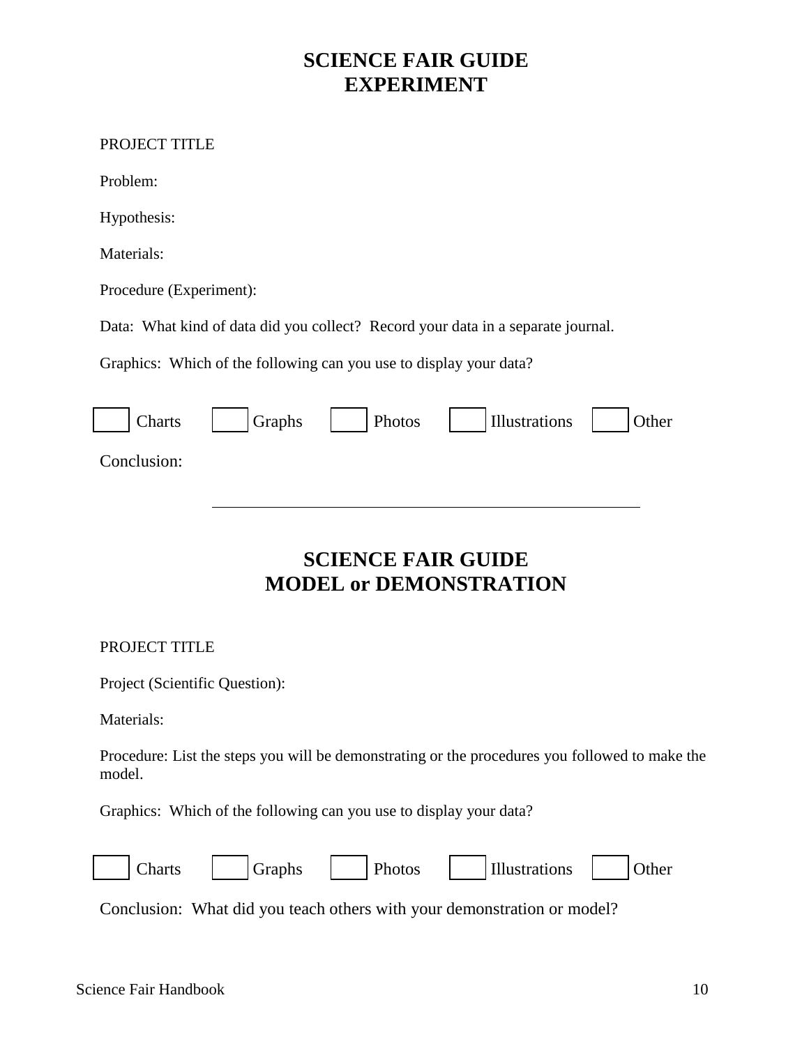# SCIENCE FAIR GUIDE
# EXPERIMENT

PROJECT TITLE

Problem:

Hypothesis:

Materials:

Procedure (Experiment):

Data: What kind of data did you collect? Record your data in a separate journal.

Graphics: Which of the following can you use to display your data?

☐ Charts ☐ Graphs ☐ Photos ☐ Illustrations ☐ Other

Conclusion:

---

# SCIENCE FAIR GUIDE
# MODEL or DEMONSTRATION

PROJECT TITLE

Project (Scientific Question):

Materials:

Procedure: List the steps you will be demonstrating or the procedures you followed to make the model.

Graphics: Which of the following can you use to display your data?

☐ Charts ☐ Graphs ☐ Photos ☐ Illustrations ☐ Other

Conclusion: What did you teach others with your demonstration or model?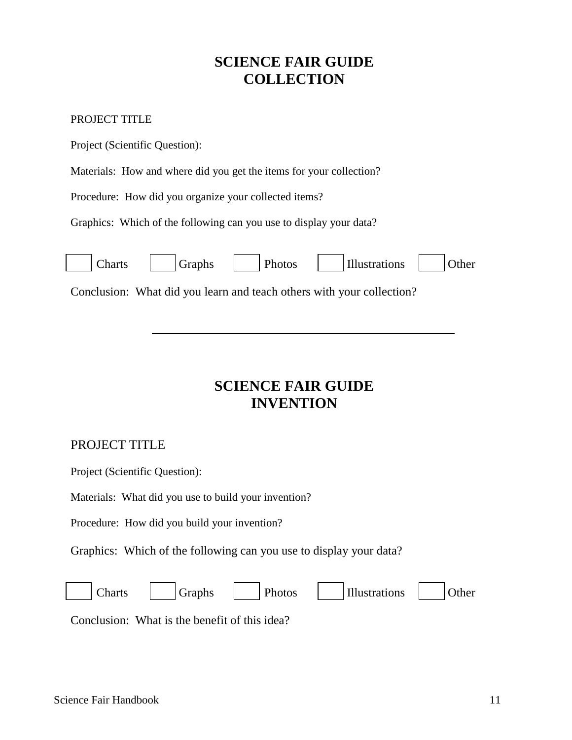# SCIENCE FAIR GUIDE
# COLLECTION

PROJECT TITLE

Project (Scientific Question):

Materials: How and where did you get the items for your collection?

Procedure: How did you organize your collected items?

Graphics: Which of the following can you use to display your data?

☐ Charts ☐ Graphs ☐ Photos ☐ Illustrations ☐ Other

Conclusion: What did you learn and teach others with your collection?

---

# SCIENCE FAIR GUIDE
# INVENTION

PROJECT TITLE

Project (Scientific Question):

Materials: What did you use to build your invention?

Procedure: How did you build your invention?

Graphics: Which of the following can you use to display your data?

☐ Charts ☐ Graphs ☐ Photos ☐ Illustrations ☐ Other

Conclusion: What is the benefit of this idea?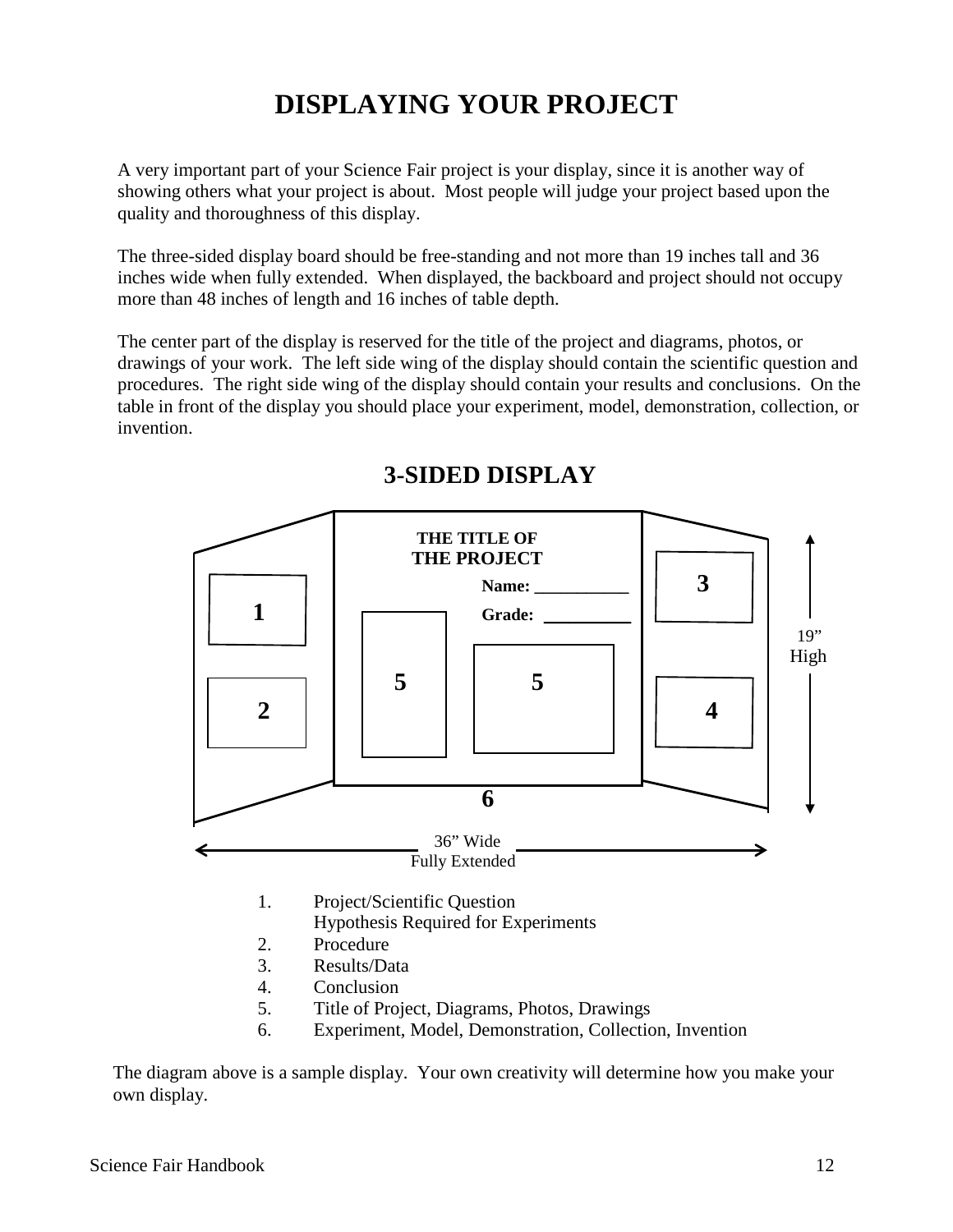# DISPLAYING YOUR PROJECT

A very important part of your Science Fair project is your display, since it is another way of showing others what your project is about. Most people will judge your project based upon the quality and thoroughness of this display.

The three-sided display board should be free-standing and not more than 19 inches tall and 36 inches wide when fully extended. When displayed, the backboard and project should not occupy more than 48 inches of length and 16 inches of table depth.

The center part of the display is reserved for the title of the project and diagrams, photos, or drawings of your work. The left side wing of the display should contain the scientific question and procedures. The right side wing of the display should contain your results and conclusions. On the table in front of the display you should place your experiment, model, demonstration, collection, or invention.

## 3-SIDED DISPLAY

**THE TITLE OF THE PROJECT**

**Name:** ___________

**Grade:** __________

19" High

36" Wide Fully Extended

1. Project/Scientific Question
   Hypothesis Required for Experiments
2. Procedure
3. Results/Data
4. Conclusion
5. Title of Project, Diagrams, Photos, Drawings
6. Experiment, Model, Demonstration, Collection, Invention

The diagram above is a sample display. Your own creativity will determine how you make your own display.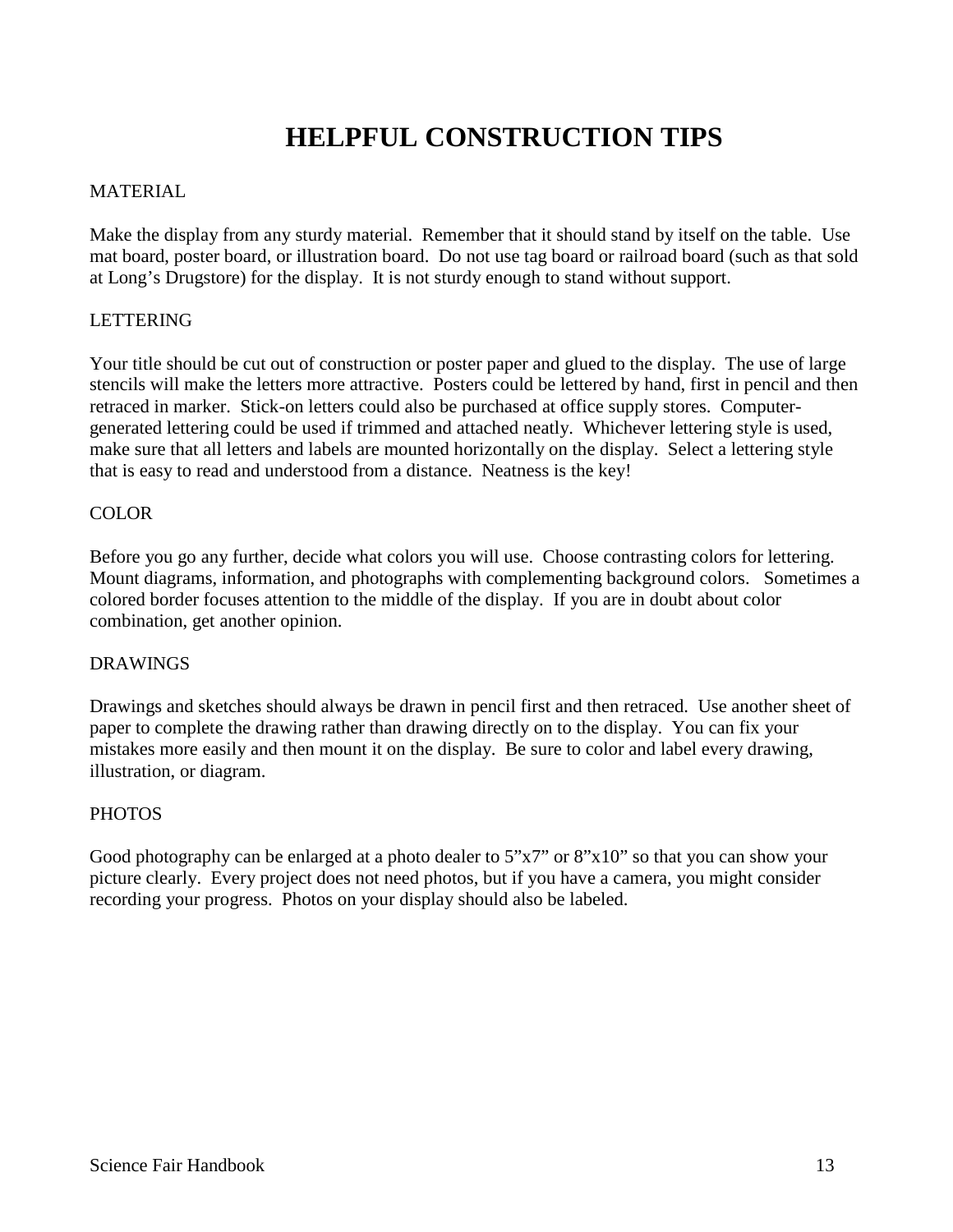# HELPFUL CONSTRUCTION TIPS

MATERIAL

Make the display from any sturdy material. Remember that it should stand by itself on the table. Use mat board, poster board, or illustration board. Do not use tag board or railroad board (such as that sold at Long's Drugstore) for the display. It is not sturdy enough to stand without support.

LETTERING

Your title should be cut out of construction or poster paper and glued to the display. The use of large stencils will make the letters more attractive. Posters could be lettered by hand, first in pencil and then retraced in marker. Stick-on letters could also be purchased at office supply stores. Computer-generated lettering could be used if trimmed and attached neatly. Whichever lettering style is used, make sure that all letters and labels are mounted horizontally on the display. Select a lettering style that is easy to read and understood from a distance. Neatness is the key!

COLOR

Before you go any further, decide what colors you will use. Choose contrasting colors for lettering. Mount diagrams, information, and photographs with complementing background colors. Sometimes a colored border focuses attention to the middle of the display. If you are in doubt about color combination, get another opinion.

DRAWINGS

Drawings and sketches should always be drawn in pencil first and then retraced. Use another sheet of paper to complete the drawing rather than drawing directly on to the display. You can fix your mistakes more easily and then mount it on the display. Be sure to color and label every drawing, illustration, or diagram.

PHOTOS

Good photography can be enlarged at a photo dealer to 5"x7" or 8"x10" so that you can show your picture clearly. Every project does not need photos, but if you have a camera, you might consider recording your progress. Photos on your display should also be labeled.